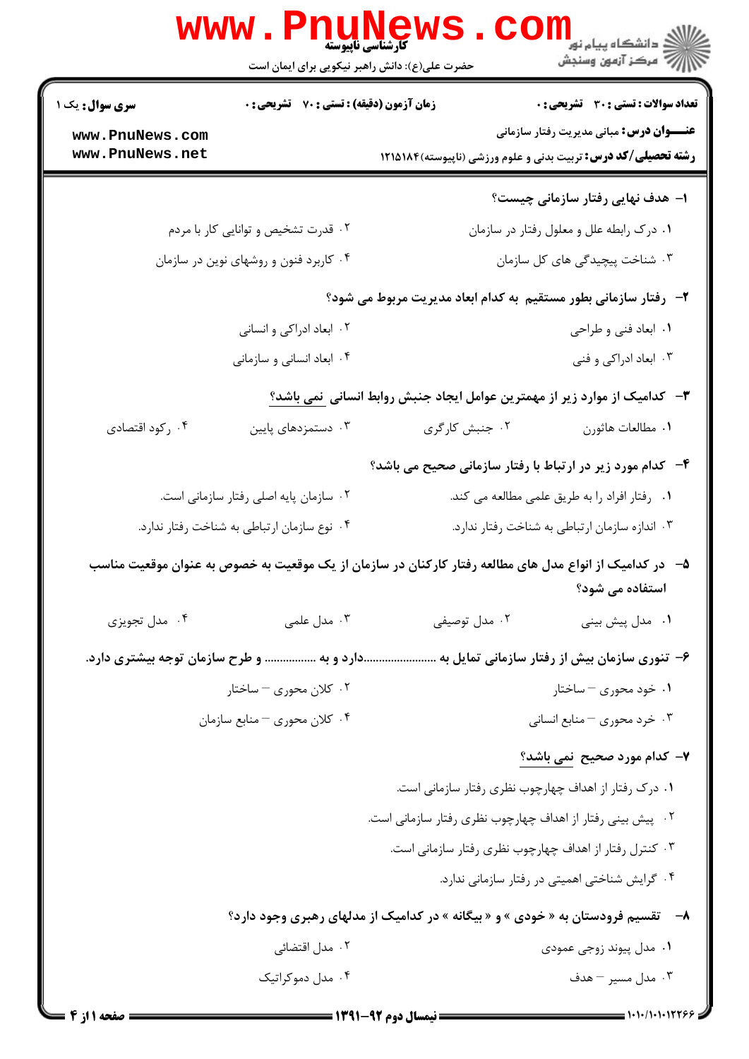**کارشناسی ناپیوسته**

حضرت علی(ع): دانش راهبر نیکویی برای ایمان است

دانشگاه پیام نور
مرکز آزمون وسنجش

**سری سوال:** یک ۱ | **زمان آزمون (دقیقه) : تستی : ۷۰ تشریحی : ۰** | **تعداد سوالات : تستی : ۳۰ تشریحی : ۰**

**عنـــوان درس:** مبانی مدیریت رفتار سازمانی

**رشته تحصیلی/کد درس:** تربیت بدنی و علوم ورزشی (ناپیوسته)۱۲۱۵۱۸۴

**۱- هدف نهایی رفتار سازمانی چیست؟**

۱. درک رابطه علل و معلول رفتار در سازمان
۲. قدرت تشخیص و توانایی کار با مردم
۳. شناخت پیچیدگی های کل سازمان
۴. کاربرد فنون و روشهای نوین در سازمان

**۲- رفتار سازمانی بطور مستقیم به کدام ابعاد مدیریت مربوط می شود؟**

۱. ابعاد فنی و طراحی
۲. ابعاد ادراکی و انسانی
۳. ابعاد ادراکی و فنی
۴. ابعاد انسانی و سازمانی

**۳- کدامیک از موارد زیر از مهمترین عوامل ایجاد جنبش روابط انسانی نمی باشد؟**

۱. مطالعات هاثورن
۲. جنبش کارگری
۳. دستمزدهای پایین
۴. رکود اقتصادی

**۴- کدام مورد زیر در ارتباط با رفتار سازمانی صحیح می باشد؟**

۱. رفتار افراد را به طریق علمی مطالعه می کند.
۲. سازمان پایه اصلی رفتار سازمانی است.
۳. اندازه سازمان ارتباطی به شناخت رفتار ندارد.
۴. نوع سازمان ارتباطی به شناخت رفتار ندارد.

**۵- در کدامیک از انواع مدل های مطالعه رفتار کارکنان در سازمان از یک موقعیت به خصوص به عنوان موقعیت مناسب استفاده می شود؟**

۱. مدل پیش بینی
۲. مدل توصیفی
۳. مدل علمی
۴. مدل تجویزی

**۶- تئوری سازمان بیش از رفتار سازمانی تمایل به ........................دارد و به ................ و طرح سازمان توجه بیشتری دارد.**

۱. خود محوری – ساختار
۲. کلان محوری – ساختار
۳. خرد محوری – منابع انسانی
۴. کلان محوری – منابع سازمان

**۷- کدام مورد صحیح نمی باشد؟**

۱. درک رفتار از اهداف چهارچوب نظری رفتار سازمانی است.
۲. پیش بینی رفتار از اهداف چهارچوب نظری رفتار سازمانی است.
۳. کنترل رفتار از اهداف چهارچوب نظری رفتار سازمانی است.
۴. گرایش شناختی اهمیتی در رفتار سازمانی ندارد.

**۸- تقسیم فرودستان به « خودی » و « بیگانه » در کدامیک از مدلهای رهبری وجود دارد؟**

۱. مدل پیوند زوجی عمودی
۲. مدل اقتضائی
۳. مدل مسیر – هدف
۴. مدل دموکراتیک

نیمسال دوم ۹۲-۱۳۹۱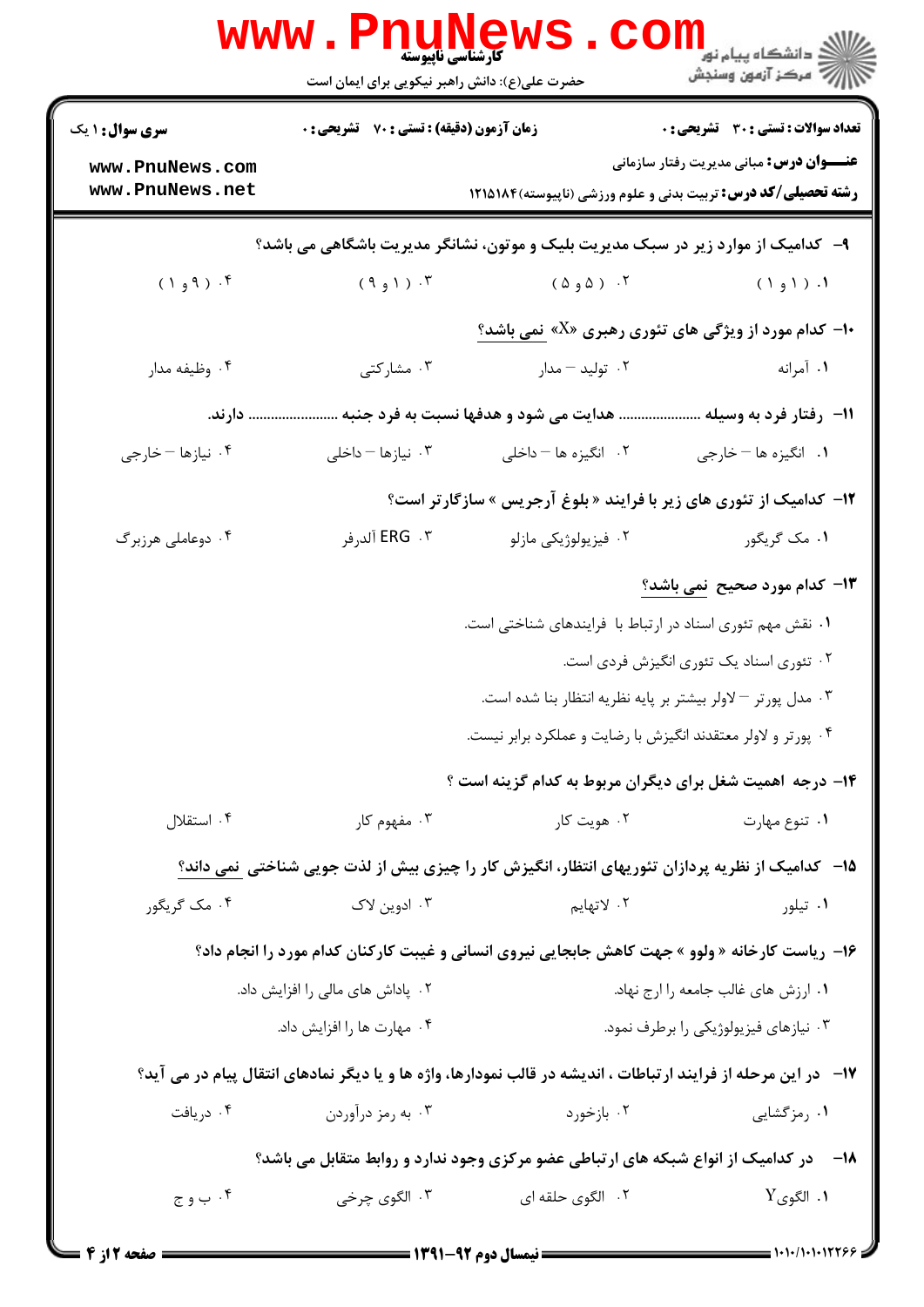سری سؤال: ۱ یک | زمان آزمون (دقیقه): تستی: ۷۰ تشریحی: ۰ | تعداد سوالات: تستی: ۳۰ تشریحی: ۰

**عنوان درس:** مبانی مدیریت رفتار سازمانی

**رشته تحصیلی/کد درس:** تربیت بدنی و علوم ورزشی (ناپیوسته) ۱۲۱۵۱۸۴

۹- کدامیک از موارد زیر در سبک مدیریت بلیک و موتون، نشانگر مدیریت باشگاهی می باشد؟

۱. (۱ و ۱) ۲. (۵ و ۵) ۳. (۱ و ۹) ۴. (۹ و ۱)

۱۰- کدام مورد از ویژگی های تئوری رهبری «X» نمی باشد؟

۱. آمرانه ۲. تولید – مدار ۳. مشارکتی ۴. وظیفه مدار

۱۱- رفتار فرد به وسیله ..................... هدایت می شود و هدفها نسبت به فرد جنبه ..................... دارند.

۱. انگیزه ها – خارجی ۲. انگیزه ها – داخلی ۳. نیازها – داخلی ۴. نیازها – خارجی

۱۲- کدامیک از تئوری های زیر با فرایند « بلوغ آرجریس » سازگارتر است؟

۱. مک گریگور ۲. فیزیولوژیکی مازلو ۳. ERG آلدرفر ۴. دوعاملی هرزبرگ

۱۳- کدام مورد صحیح نمی باشد؟

۱. نقش مهم تئوری اسناد در ارتباط با فرایندهای شناختی است.

۲. تئوری اسناد یک تئوری انگیزش فردی است.

۳. مدل پورتر – لاولر بیشتر بر پایه نظریه انتظار بنا شده است.

۴. پورتر و لاولر معتقدند انگیزش با رضایت و عملکرد برابر نیست.

۱۴- درجه اهمیت شغل برای دیگران مربوط به کدام گزینه است ؟

۱. تنوع مهارت ۲. هویت کار ۳. مفهوم کار ۴. استقلال

۱۵- کدامیک از نظریه پردازان تئوریهای انتظار، انگیزش کار را چیزی بیش از لذت جویی شناختی نمی داند؟

۱. تیلور ۲. لاتهایم ۳. ادوین لاک ۴. مک گریگور

۱۶- ریاست کارخانه « ولوو » جهت کاهش جابجایی نیروی انسانی و غیبت کارکنان کدام مورد را انجام داد؟

۱. ارزش های غالب جامعه را ارج نهاد.

۲. پاداش های مالی را افزایش داد.

۳. نیازهای فیزیولوژیکی را برطرف نمود.

۴. مهارت ها را افزایش داد.

۱۷- در این مرحله از فرایند ارتباطات ، اندیشه در قالب نمودارها، واژه ها و یا دیگر نمادهای انتقال پیام در می آید؟

۱. رمزگشایی ۲. بازخورد ۳. به رمز درآوردن ۴. دریافت

۱۸- در کدامیک از انواع شبکه های ارتباطی عضو مرکزی وجود ندارد و روابط متقابل می باشد؟

۱. الگوی Y ۲. الگوی حلقه ای ۳. الگوی چرخی ۴. ب و ج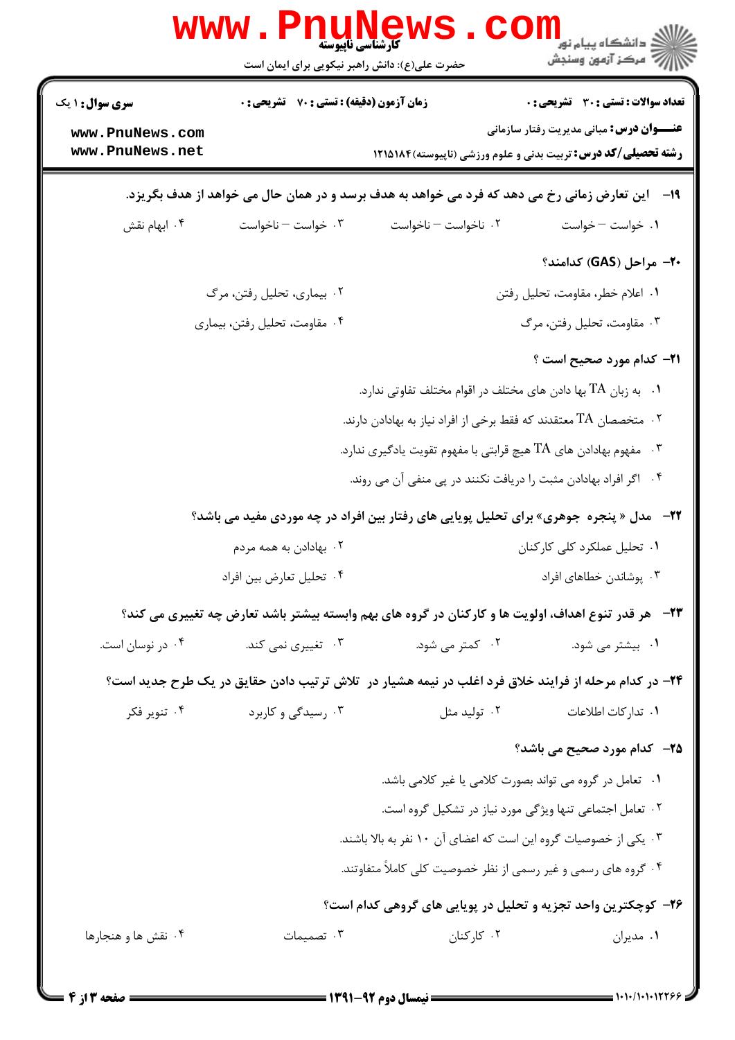**۱۹- این تعارض زمانی رخ می دهد که فرد می خواهد به هدف برسد و در همان حال می خواهد از هدف بگریزد.**

۱. خواست – خواست
۲. ناخواست – ناخواست
۳. خواست – ناخواست
۴. ابهام نقش

**۲۰- مراحل (GAS) کدامند؟**

۱. اعلام خطر، مقاومت، تحلیل رفتن
۲. بیماری، تحلیل رفتن، مرگ
۳. مقاومت، تحلیل رفتن، مرگ
۴. مقاومت، تحلیل رفتن، بیماری

**۲۱- کدام مورد صحیح است ؟**

۱. به زبان TA بها دادن های مختلف در اقوام مختلف تفاوتی ندارد.
۲. متخصصان TA معتقدند که فقط برخی از افراد نیاز به بهادادن دارند.
۳. مفهوم بهادادن های TA هیچ قرابتی با مفهوم تقویت یادگیری ندارد.
۴. اگر افراد بهادادن مثبت را دریافت نکنند در پی منفی آن می روند.

**۲۲- مدل « پنجره جوهری» برای تحلیل پویایی های رفتار بین افراد در چه موردی مفید می باشد؟**

۱. تحلیل عملکرد کلی کارکنان
۲. بهادادن به همه مردم
۳. پوشاندن خطاهای افراد
۴. تحلیل تعارض بین افراد

**۲۳- هر قدر تنوع اهداف، اولویت ها و کارکنان در گروه های بهم وابسته بیشتر باشد تعارض چه تغییری می کند؟**

۱. بیشتر می شود.
۲. کمتر می شود.
۳. تغییری نمی کند.
۴. در نوسان است.

**۲۴- در کدام مرحله از فرایند خلاق فرد اغلب در نیمه هشیار در تلاش ترتیب دادن حقایق در یک طرح جدید است؟**

۱. تدارکات اطلاعات
۲. تولید مثل
۳. رسیدگی و کاربرد
۴. تنویر فکر

**۲۵- کدام مورد صحیح می باشد؟**

۱. تعامل در گروه می تواند بصورت کلامی یا غیر کلامی باشد.
۲. تعامل اجتماعی تنها ویژگی مورد نیاز در تشکیل گروه است.
۳. یکی از خصوصیات گروه این است که اعضای آن ۱۰ نفر به بالا باشند.
۴. گروه های رسمی و غیر رسمی از نظر خصوصیت کلی کاملاً متفاوتند.

**۲۶- کوچکترین واحد تجزیه و تحلیل در پویایی های گروهی کدام است؟**

۱. مدیران
۲. کارکنان
۳. تصمیمات
۴. نقش ها و هنجارها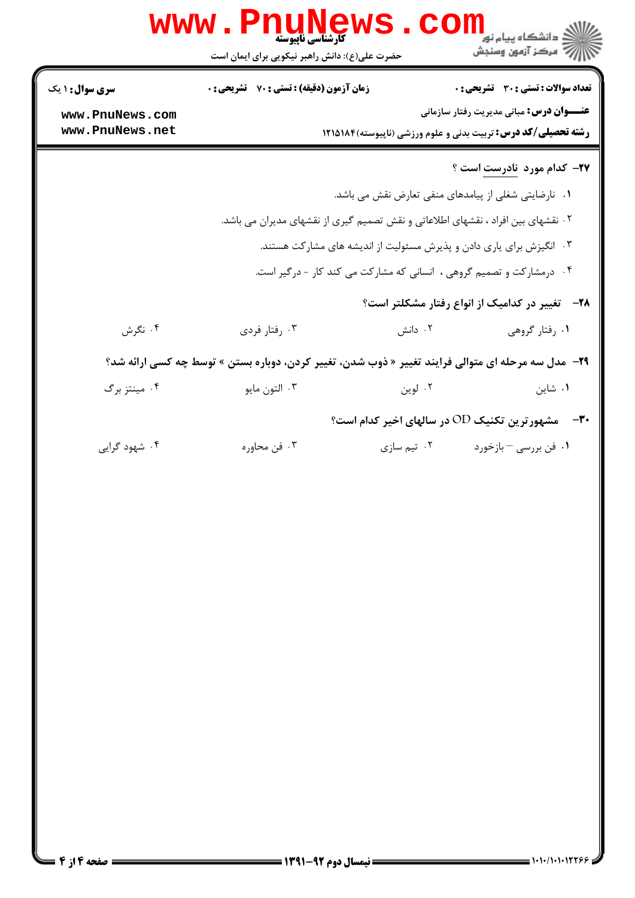**۲۷- کدام مورد نادرست است ؟**

۱. نارضایتی شغلی از پیامدهای منفی تعارض نقش می باشد.

۲. نقشهای بین افراد ، نقشهای اطلاعاتی و نقش تصمیم گیری از نقشهای مدیران می باشد.

۳. انگیزش برای یاری دادن و پذیرش مسئولیت از اندیشه های مشارکت هستند.

۴. درمشارکت و تصمیم گروهی ، انسانی که مشارکت می کند کار - درگیر است.

**۲۸- تغییر در کدامیک از انواع رفتار مشکلتر است؟**

۱. رفتار گروهی
۲. دانش
۳. رفتار فردی
۴. نگرش

**۲۹- مدل سه مرحله ای متوالی فرایند تغییر « ذوب شدن، تغییر کردن، دوباره بستن » توسط چه کسی ارائه شد؟**

۱. شاین
۲. لوین
۳. التون مایو
۴. مینتز برگ

**۳۰- مشهورترین تکنیک OD در سالهای اخیر کدام است؟**

۱. فن بررسی – بازخورد
۲. تیم سازی
۳. فن محاوره
۴. شهود گرایی